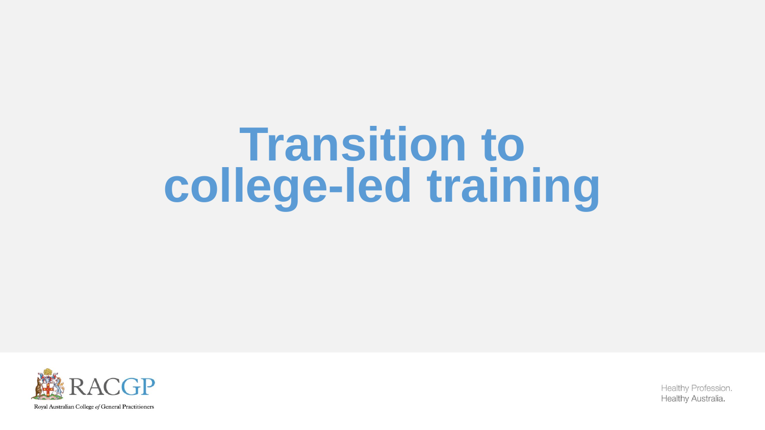# Transition to college-led training

Royal Australian College *of* General Practitioners

Healthy Profession.
Healthy Australia.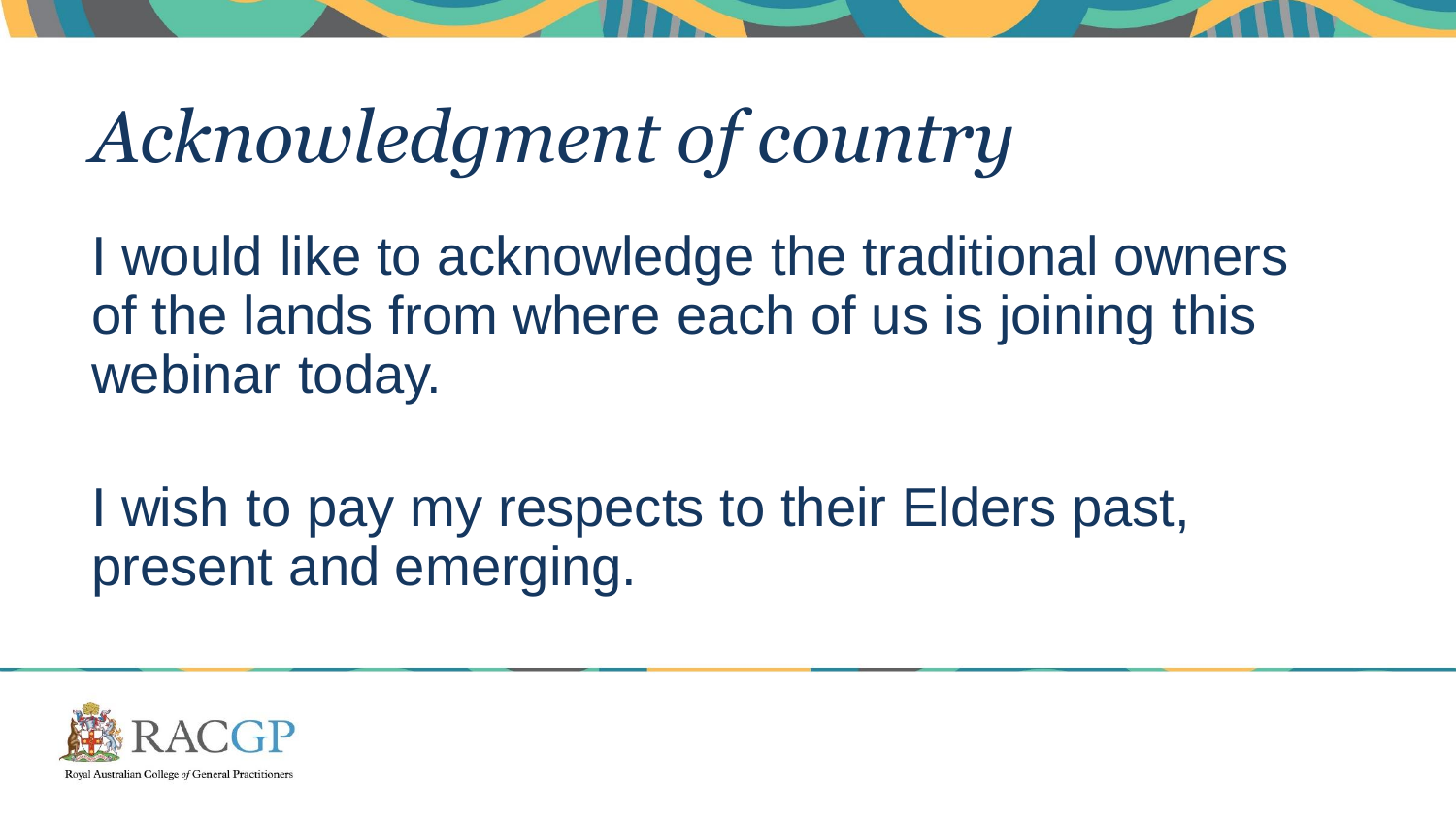# *Acknowledgment of country*

I would like to acknowledge the traditional owners of the lands from where each of us is joining this webinar today.

I wish to pay my respects to their Elders past, present and emerging.

RACGP

Royal Australian College *of* General Practitioners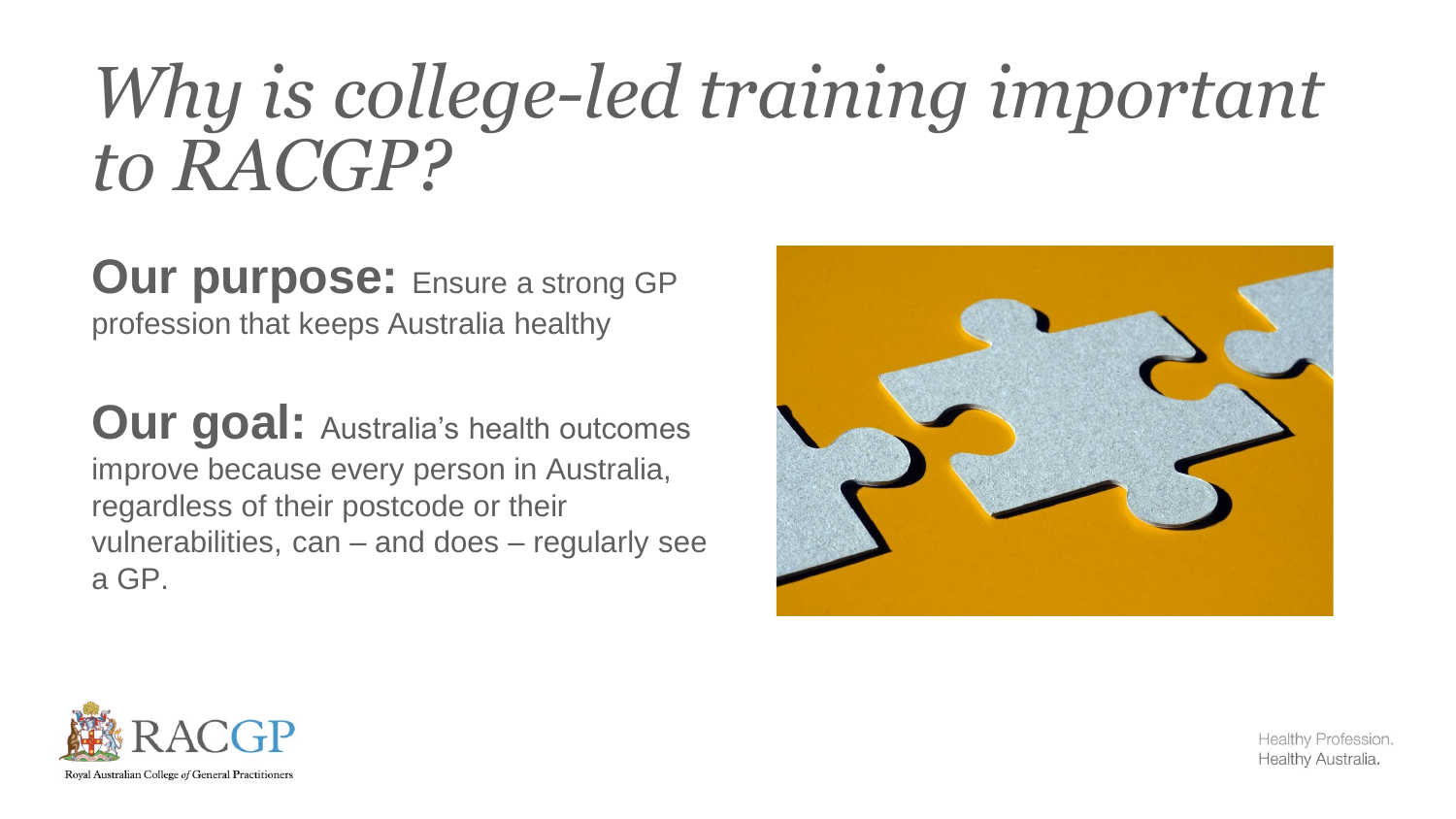# *Why is college-led training important to RACGP?*

**Our purpose:** Ensure a strong GP profession that keeps Australia healthy

**Our goal:** Australia's health outcomes improve because every person in Australia, regardless of their postcode or their vulnerabilities, can – and does – regularly see a GP.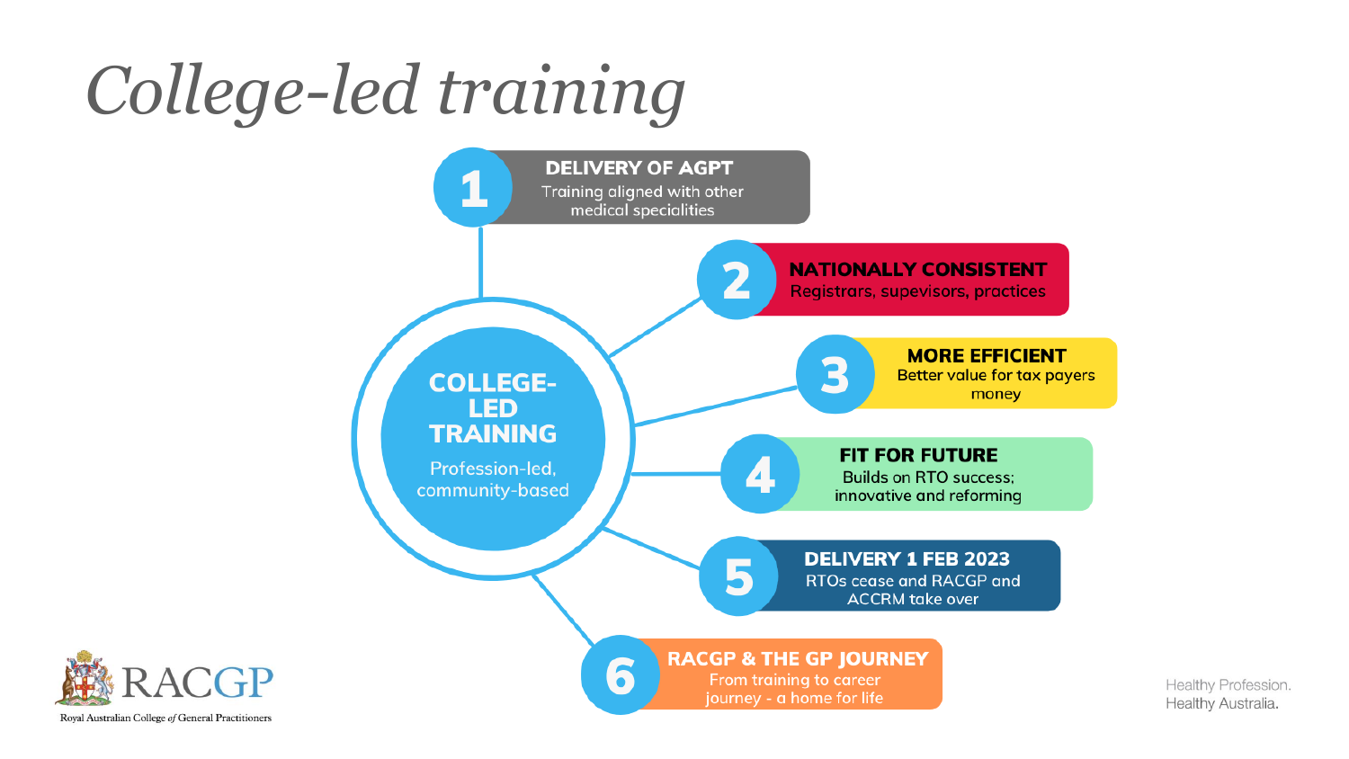# College-led training

**COLLEGE-LED TRAINING**

Profession-led, community-based

1. **DELIVERY OF AGPT**
   Training aligned with other medical specialities
2. **NATIONALLY CONSISTENT**
   Registrars, supevisors, practices
3. **MORE EFFICIENT**
   Better value for tax payers money
4. **FIT FOR FUTURE**
   Builds on RTO success; innovative and reforming
5. **DELIVERY 1 FEB 2023**
   RTOs cease and RACGP and ACCRM take over
6. **RACGP & THE GP JOURNEY**
   From training to career journey - a home for life

RACGP
Royal Australian College *of* General Practitioners

Healthy Profession.
Healthy Australia.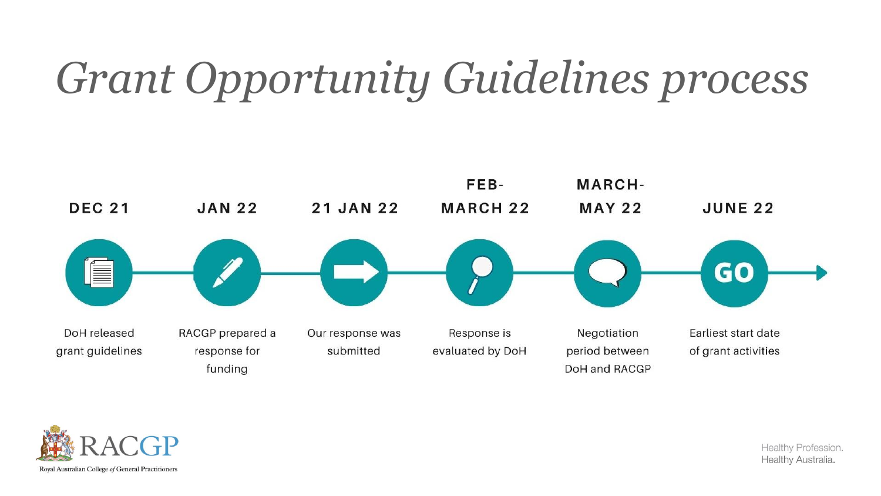# Grant Opportunity Guidelines process

- **DEC 21** — DoH released grant guidelines
- **JAN 22** — RACGP prepared a response for funding
- **21 JAN 22** — Our response was submitted
- **FEB-MARCH 22** — Response is evaluated by DoH
- **MARCH-MAY 22** — Negotiation period between DoH and RACGP
- **JUNE 22** — Earliest start date of grant activities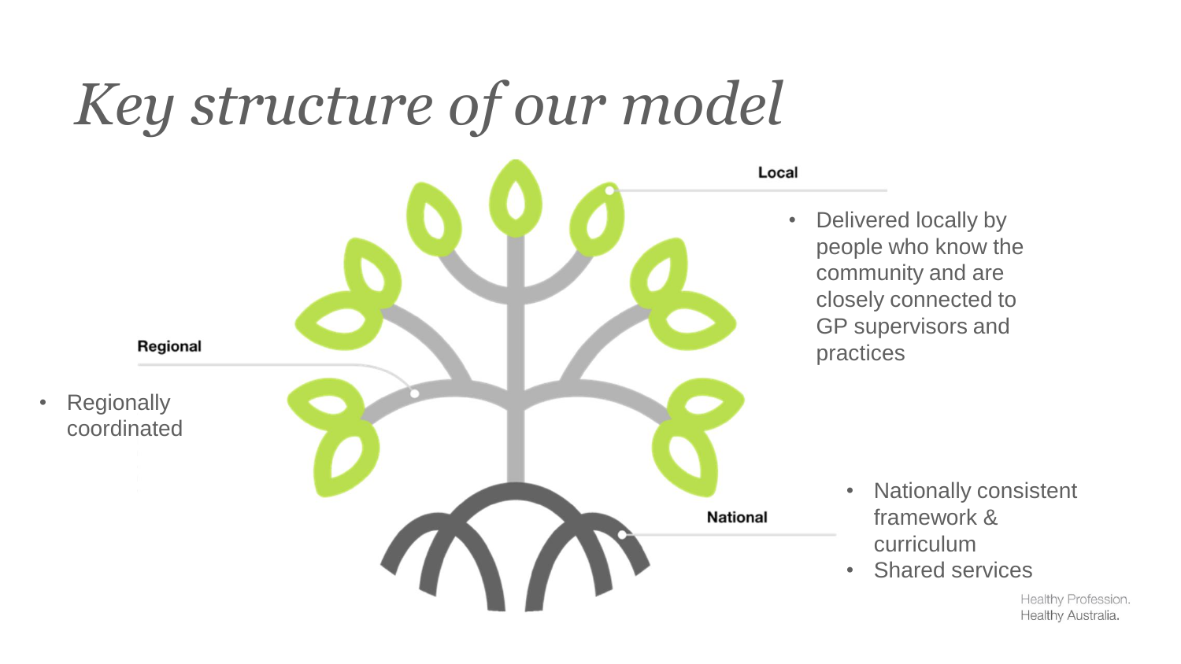# *Key structure of our model*

**Local**

- Delivered locally by people who know the community and are closely connected to GP supervisors and practices

**Regional**

- Regionally coordinated

**National**

- Nationally consistent framework & curriculum
- Shared services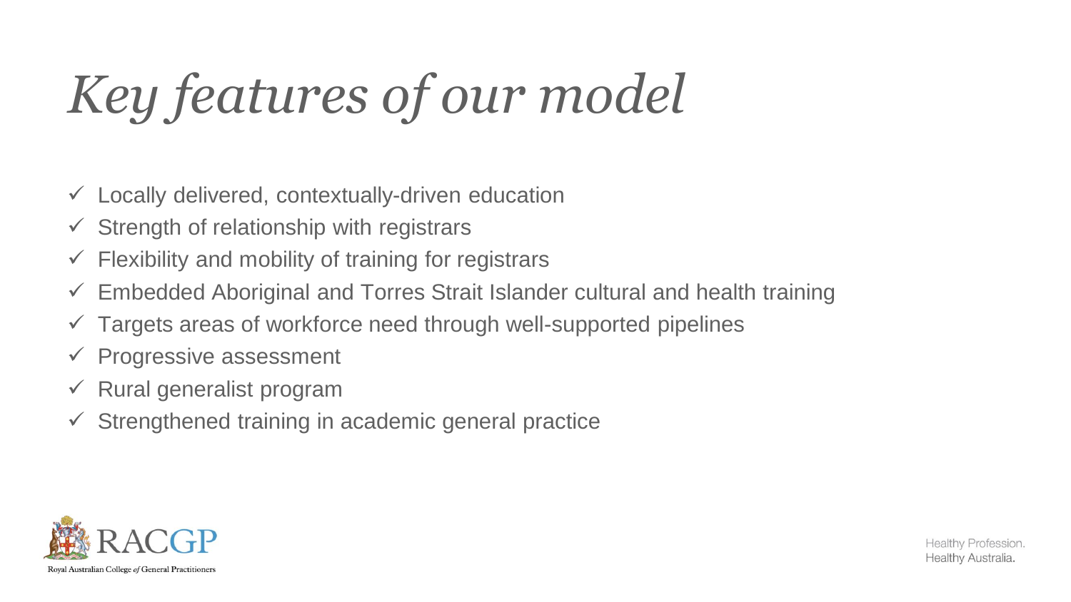# *Key features of our model*

- ✓ Locally delivered, contextually-driven education
- ✓ Strength of relationship with registrars
- ✓ Flexibility and mobility of training for registrars
- ✓ Embedded Aboriginal and Torres Strait Islander cultural and health training
- ✓ Targets areas of workforce need through well-supported pipelines
- ✓ Progressive assessment
- ✓ Rural generalist program
- ✓ Strengthened training in academic general practice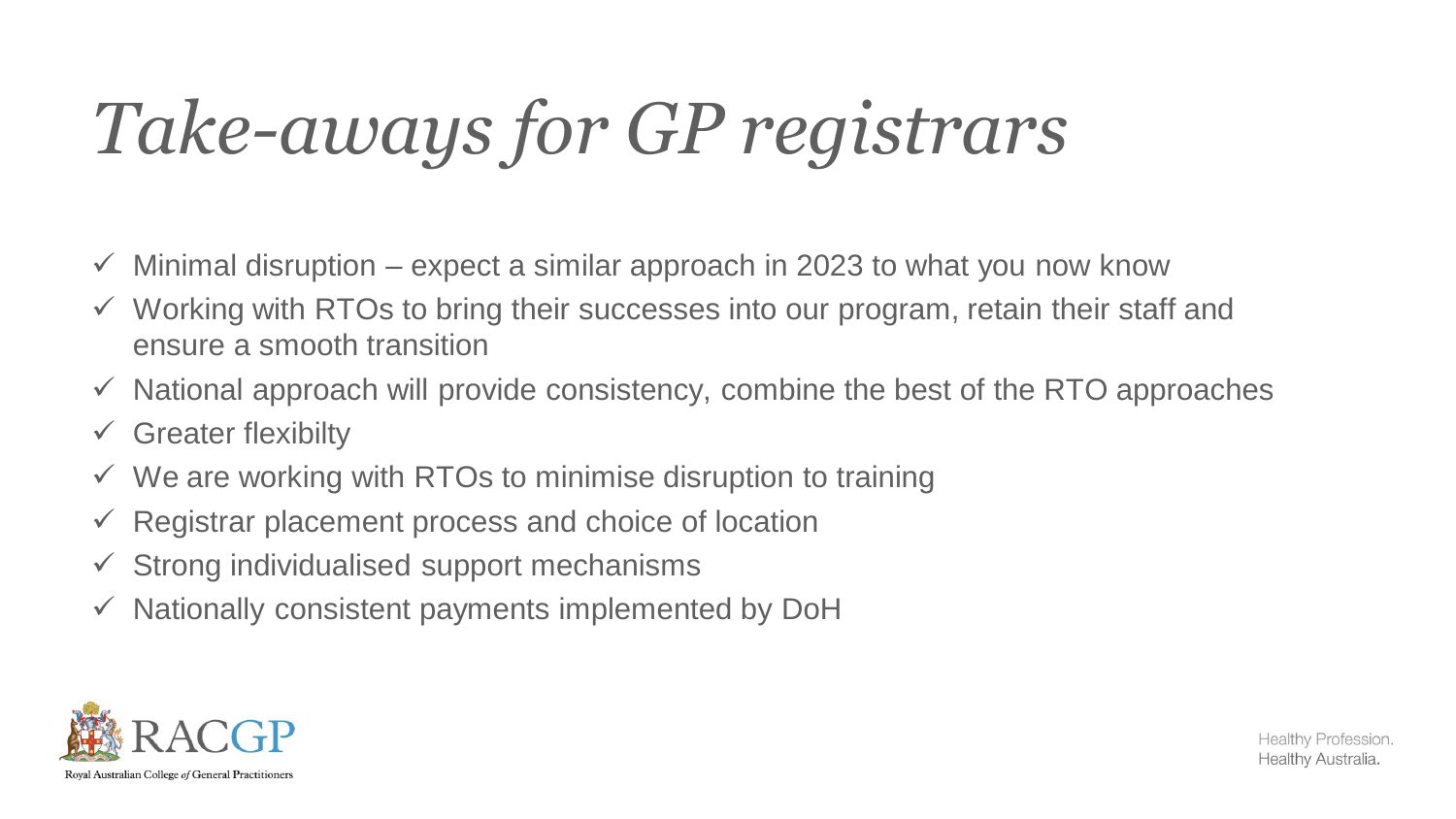# *Take-aways for GP registrars*

- ✓ Minimal disruption – expect a similar approach in 2023 to what you now know
- ✓ Working with RTOs to bring their successes into our program, retain their staff and ensure a smooth transition
- ✓ National approach will provide consistency, combine the best of the RTO approaches
- ✓ Greater flexibilty
- ✓ We are working with RTOs to minimise disruption to training
- ✓ Registrar placement process and choice of location
- ✓ Strong individualised support mechanisms
- ✓ Nationally consistent payments implemented by DoH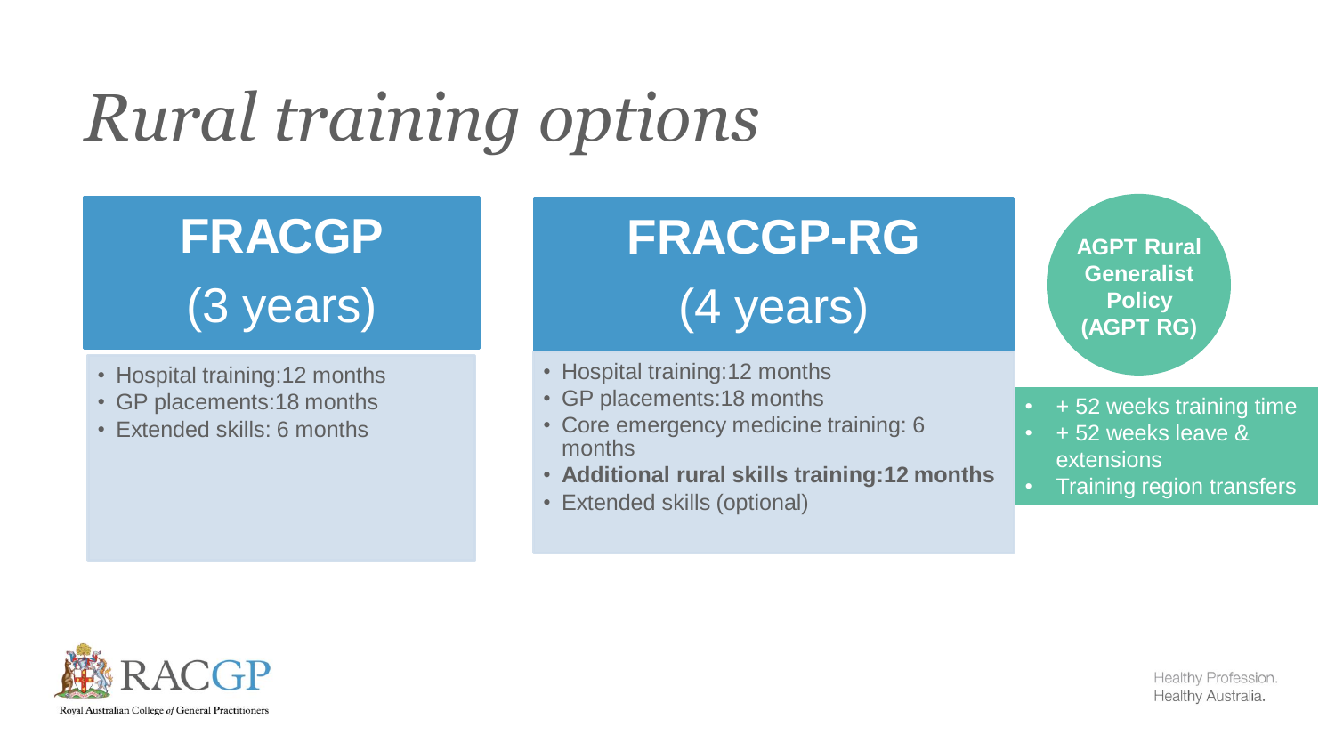# *Rural training options*

## FRACGP

(3 years)

- Hospital training:12 months
- GP placements:18 months
- Extended skills: 6 months

## FRACGP-RG

(4 years)

- Hospital training:12 months
- GP placements:18 months
- Core emergency medicine training: 6 months
- **Additional rural skills training:12 months**
- Extended skills (optional)

**AGPT Rural Generalist Policy (AGPT RG)**

- + 52 weeks training time
- + 52 weeks leave & extensions
- Training region transfers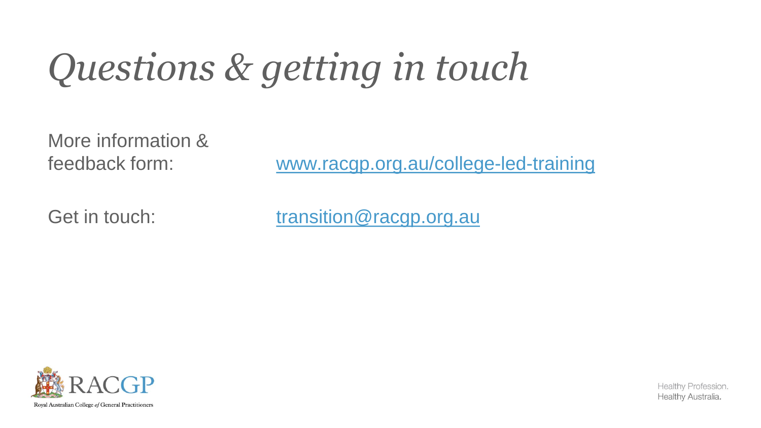# *Questions & getting in touch*

| | |
|---|---|
| More information & feedback form: | www.racgp.org.au/college-led-training |
| Get in touch: | transition@racgp.org.au |

RACGP

Royal Australian College *of* General Practitioners

Healthy Profession.
Healthy Australia.